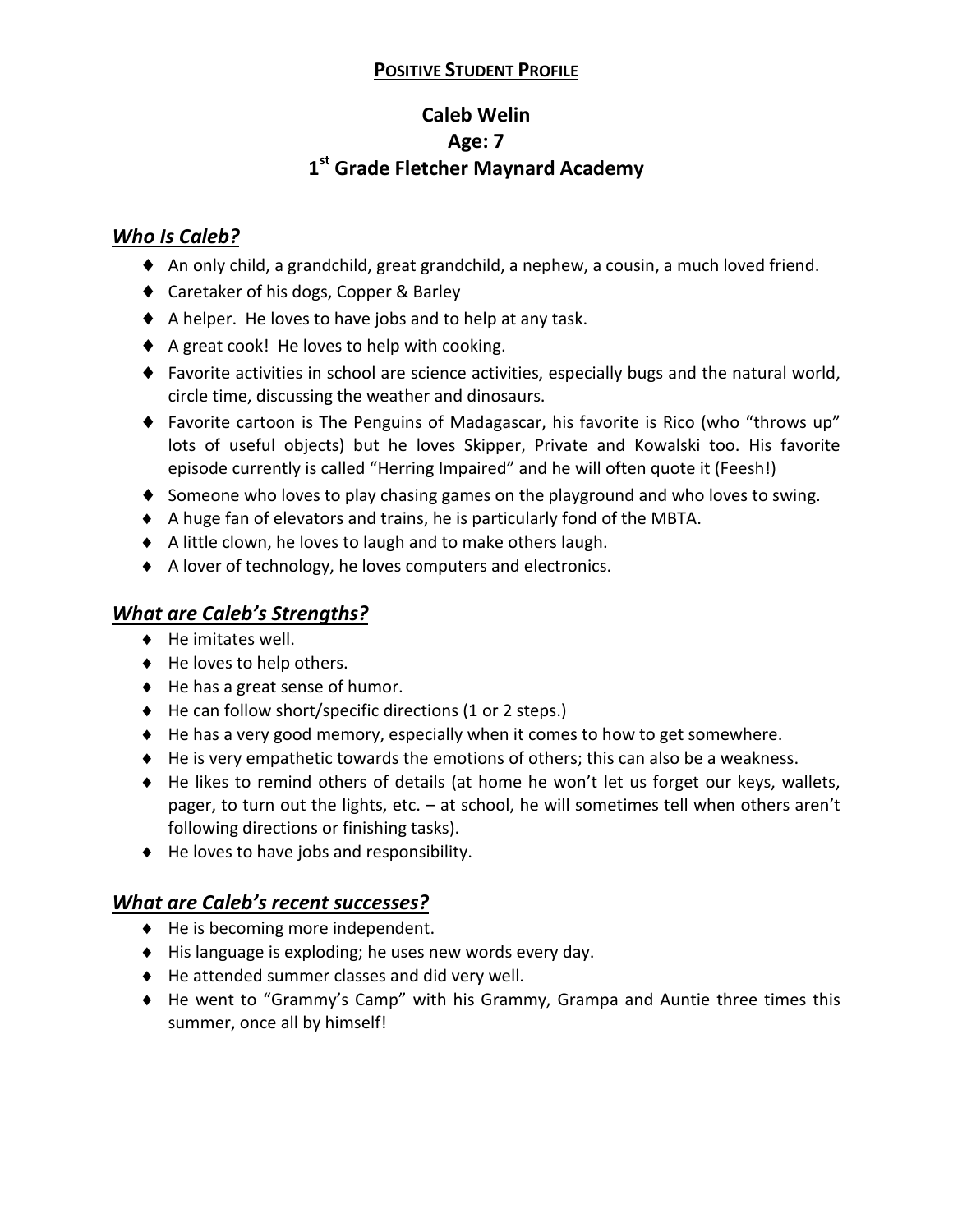**POSITIVE STUDENT PROFILE**

# Caleb Welin
## Age: 7
## 1st Grade Fletcher Maynard Academy

### *Who Is Caleb?*

- An only child, a grandchild, great grandchild, a nephew, a cousin, a much loved friend.
- Caretaker of his dogs, Copper & Barley
- A helper. He loves to have jobs and to help at any task.
- A great cook! He loves to help with cooking.
- Favorite activities in school are science activities, especially bugs and the natural world, circle time, discussing the weather and dinosaurs.
- Favorite cartoon is The Penguins of Madagascar, his favorite is Rico (who "throws up" lots of useful objects) but he loves Skipper, Private and Kowalski too. His favorite episode currently is called "Herring Impaired" and he will often quote it (Feesh!)
- Someone who loves to play chasing games on the playground and who loves to swing.
- A huge fan of elevators and trains, he is particularly fond of the MBTA.
- A little clown, he loves to laugh and to make others laugh.
- A lover of technology, he loves computers and electronics.

### *What are Caleb's Strengths?*

- He imitates well.
- He loves to help others.
- He has a great sense of humor.
- He can follow short/specific directions (1 or 2 steps.)
- He has a very good memory, especially when it comes to how to get somewhere.
- He is very empathetic towards the emotions of others; this can also be a weakness.
- He likes to remind others of details (at home he won't let us forget our keys, wallets, pager, to turn out the lights, etc. – at school, he will sometimes tell when others aren't following directions or finishing tasks).
- He loves to have jobs and responsibility.

### *What are Caleb's recent successes?*

- He is becoming more independent.
- His language is exploding; he uses new words every day.
- He attended summer classes and did very well.
- He went to "Grammy's Camp" with his Grammy, Grampa and Auntie three times this summer, once all by himself!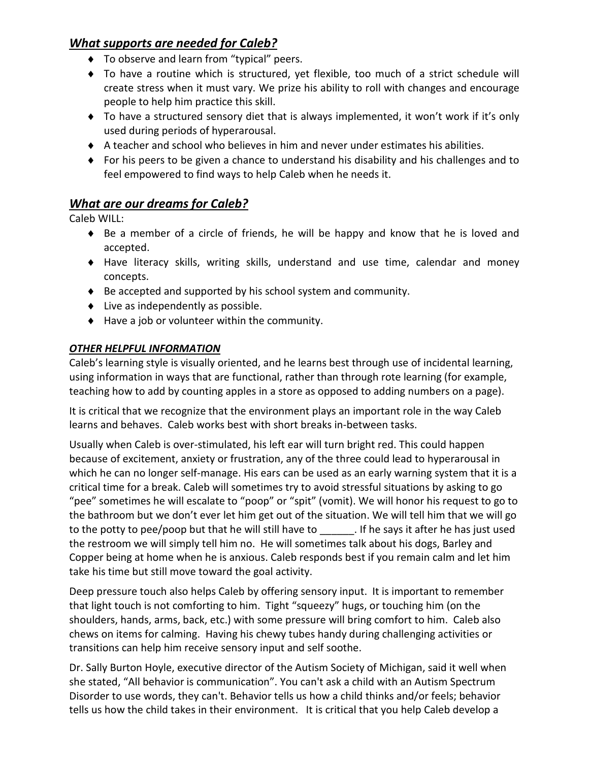## *What supports are needed for Caleb?*

- To observe and learn from "typical" peers.
- To have a routine which is structured, yet flexible, too much of a strict schedule will create stress when it must vary. We prize his ability to roll with changes and encourage people to help him practice this skill.
- To have a structured sensory diet that is always implemented, it won't work if it's only used during periods of hyperarousal.
- A teacher and school who believes in him and never under estimates his abilities.
- For his peers to be given a chance to understand his disability and his challenges and to feel empowered to find ways to help Caleb when he needs it.

## *What are our dreams for Caleb?*

Caleb WILL:

- Be a member of a circle of friends, he will be happy and know that he is loved and accepted.
- Have literacy skills, writing skills, understand and use time, calendar and money concepts.
- Be accepted and supported by his school system and community.
- Live as independently as possible.
- Have a job or volunteer within the community.

### *OTHER HELPFUL INFORMATION*

Caleb's learning style is visually oriented, and he learns best through use of incidental learning, using information in ways that are functional, rather than through rote learning (for example, teaching how to add by counting apples in a store as opposed to adding numbers on a page).

It is critical that we recognize that the environment plays an important role in the way Caleb learns and behaves. Caleb works best with short breaks in-between tasks.

Usually when Caleb is over-stimulated, his left ear will turn bright red. This could happen because of excitement, anxiety or frustration, any of the three could lead to hyperarousal in which he can no longer self-manage. His ears can be used as an early warning system that it is a critical time for a break. Caleb will sometimes try to avoid stressful situations by asking to go "pee" sometimes he will escalate to "poop" or "spit" (vomit). We will honor his request to go to the bathroom but we don't ever let him get out of the situation. We will tell him that we will go to the potty to pee/poop but that he will still have to ______. If he says it after he has just used the restroom we will simply tell him no. He will sometimes talk about his dogs, Barley and Copper being at home when he is anxious. Caleb responds best if you remain calm and let him take his time but still move toward the goal activity.

Deep pressure touch also helps Caleb by offering sensory input. It is important to remember that light touch is not comforting to him. Tight "squeezy" hugs, or touching him (on the shoulders, hands, arms, back, etc.) with some pressure will bring comfort to him. Caleb also chews on items for calming. Having his chewy tubes handy during challenging activities or transitions can help him receive sensory input and self soothe.

Dr. Sally Burton Hoyle, executive director of the Autism Society of Michigan, said it well when she stated, "All behavior is communication". You can't ask a child with an Autism Spectrum Disorder to use words, they can't. Behavior tells us how a child thinks and/or feels; behavior tells us how the child takes in their environment. It is critical that you help Caleb develop a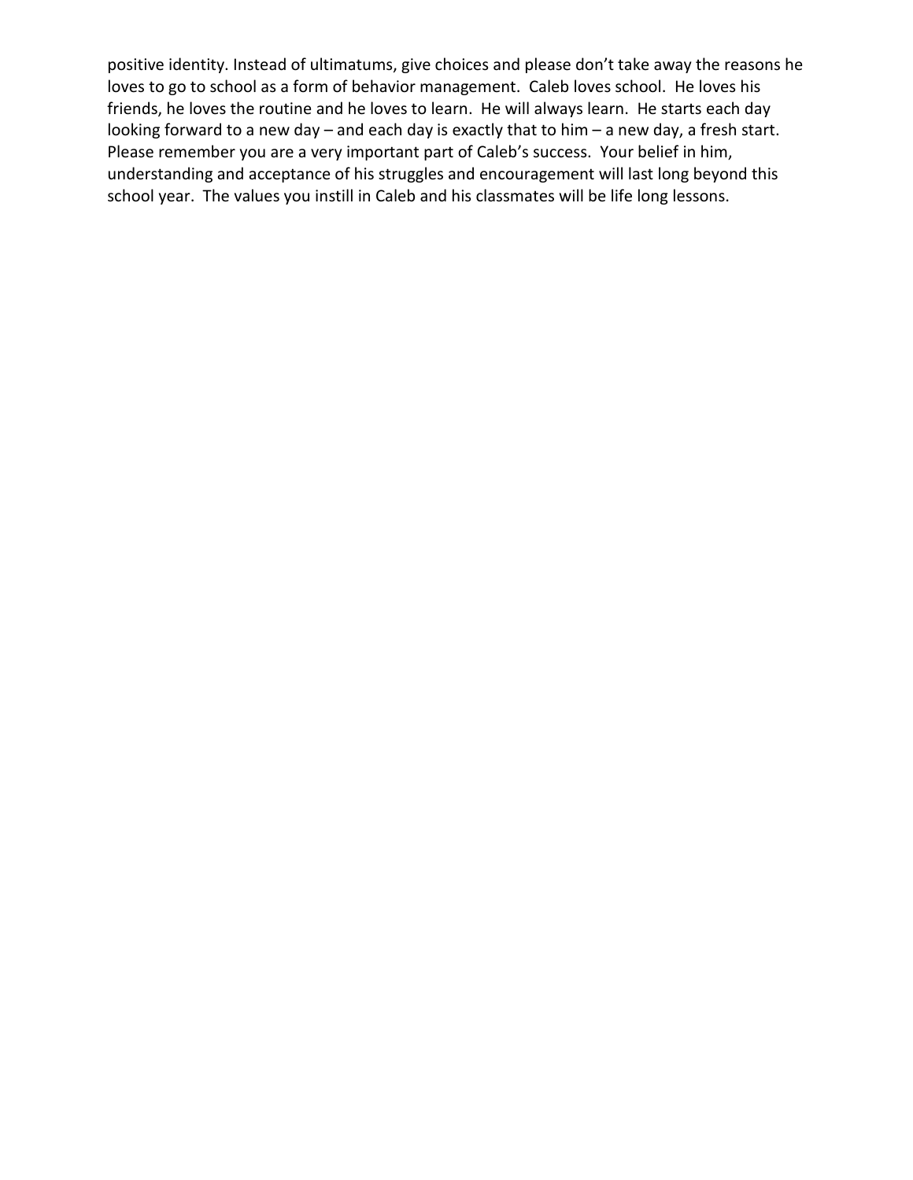positive identity. Instead of ultimatums, give choices and please don't take away the reasons he loves to go to school as a form of behavior management. Caleb loves school. He loves his friends, he loves the routine and he loves to learn. He will always learn. He starts each day looking forward to a new day – and each day is exactly that to him – a new day, a fresh start. Please remember you are a very important part of Caleb's success. Your belief in him, understanding and acceptance of his struggles and encouragement will last long beyond this school year. The values you instill in Caleb and his classmates will be life long lessons.